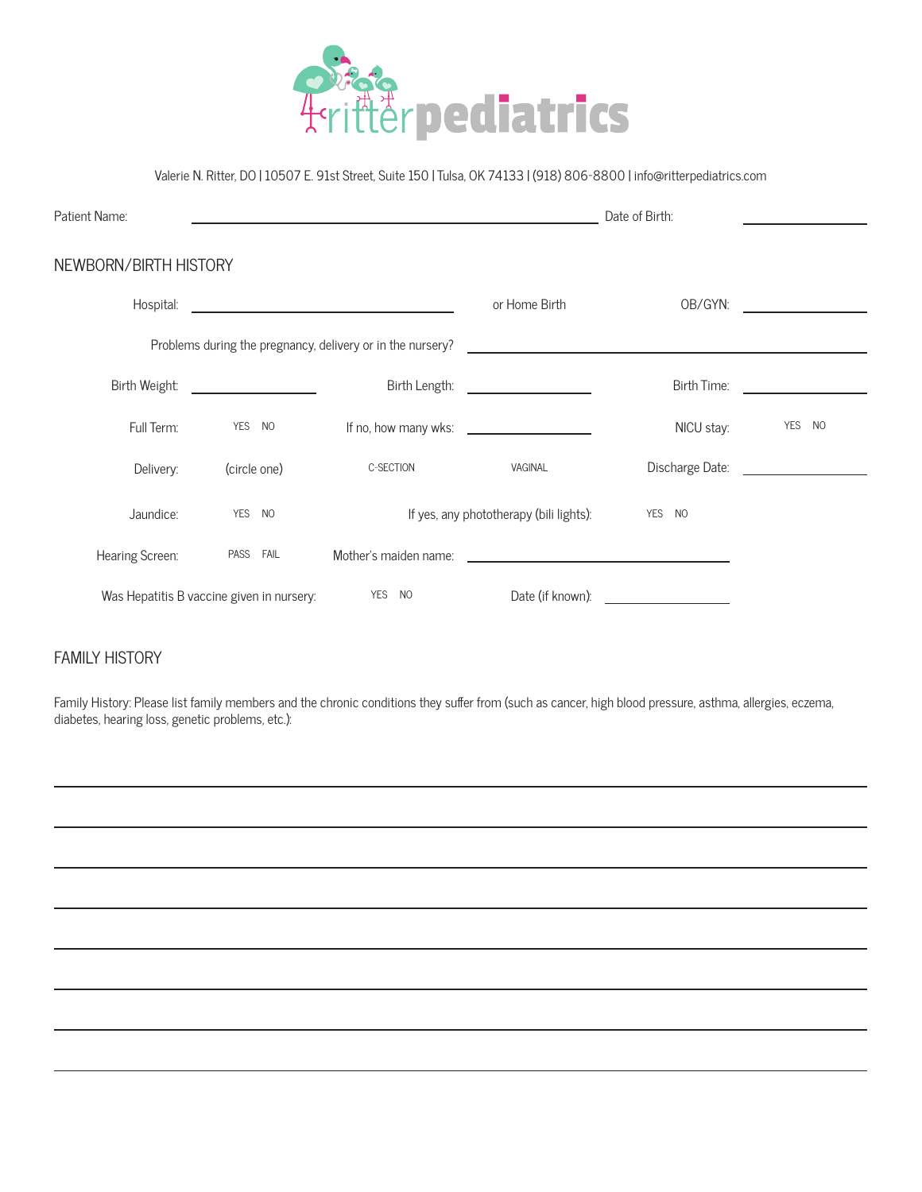# ritterpediatrics

Valerie N. Ritter, DO | 10507 E. 91st Street, Suite 150 | Tulsa, OK 74133 | (918) 806-8800 | info@ritterpediatrics.com

Patient Name: ______________________________ Date of Birth: ______________

## NEWBORN/BIRTH HISTORY

Hospital: ______________________ or Home Birth OB/GYN: ______________

Problems during the pregnancy, delivery or in the nursery? ______________________________

Birth Weight: ______________ Birth Length: ______________ Birth Time: ______________

Full Term: YES NO If no, how many wks: ______________ NICU stay: YES NO

Delivery: (circle one) C-SECTION VAGINAL Discharge Date: ______________

Jaundice: YES NO If yes, any phototherapy (bili lights): YES NO

Hearing Screen: PASS FAIL Mother's maiden name: ______________________

Was Hepatitis B vaccine given in nursery: YES NO Date (if known): ______________

## FAMILY HISTORY

Family History: Please list family members and the chronic conditions they suffer from (such as cancer, high blood pressure, asthma, allergies, eczema, diabetes, hearing loss, genetic problems, etc.):

______________________________________________________________________

______________________________________________________________________

______________________________________________________________________

______________________________________________________________________

______________________________________________________________________

______________________________________________________________________

______________________________________________________________________

______________________________________________________________________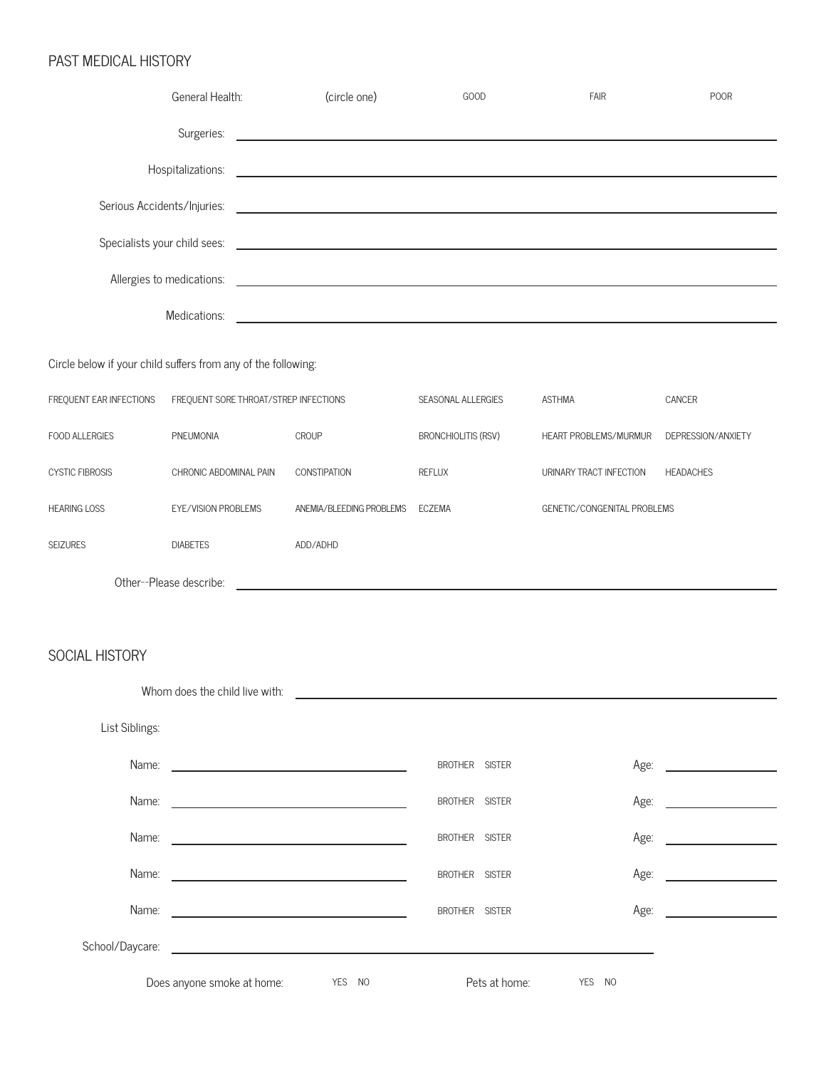## PAST MEDICAL HISTORY

General Health: (circle one) GOOD FAIR POOR

Surgeries: \_\_\_\_\_\_\_\_\_\_\_\_\_\_\_\_\_\_\_\_

Hospitalizations: \_\_\_\_\_\_\_\_\_\_\_\_\_\_\_\_\_\_\_\_

Serious Accidents/Injuries: \_\_\_\_\_\_\_\_\_\_\_\_\_\_\_\_\_\_\_\_

Specialists your child sees: \_\_\_\_\_\_\_\_\_\_\_\_\_\_\_\_\_\_\_\_

Allergies to medications: \_\_\_\_\_\_\_\_\_\_\_\_\_\_\_\_\_\_\_\_

Medications: \_\_\_\_\_\_\_\_\_\_\_\_\_\_\_\_\_\_\_\_

Circle below if your child suffers from any of the following:

| | | | | | |
|---|---|---|---|---|---|
| FREQUENT EAR INFECTIONS | FREQUENT SORE THROAT/STREP INFECTIONS | | SEASONAL ALLERGIES | ASTHMA | CANCER |
| FOOD ALLERGIES | PNEUMONIA | CROUP | BRONCHIOLITIS (RSV) | HEART PROBLEMS/MURMUR | DEPRESSION/ANXIETY |
| CYSTIC FIBROSIS | CHRONIC ABDOMINAL PAIN | CONSTIPATION | REFLUX | URINARY TRACT INFECTION | HEADACHES |
| HEARING LOSS | EYE/VISION PROBLEMS | ANEMIA/BLEEDING PROBLEMS | ECZEMA | GENETIC/CONGENITAL PROBLEMS | |
| SEIZURES | DIABETES | ADD/ADHD | | | |

Other--Please describe: \_\_\_\_\_\_\_\_\_\_\_\_\_\_\_\_\_\_\_\_

## SOCIAL HISTORY

Whom does the child live with: \_\_\_\_\_\_\_\_\_\_\_\_\_\_\_\_\_\_\_\_

List Siblings:

Name: \_\_\_\_\_\_\_\_\_\_\_\_\_\_\_\_\_\_\_\_ BROTHER SISTER Age: \_\_\_\_\_\_\_\_\_\_

Name: \_\_\_\_\_\_\_\_\_\_\_\_\_\_\_\_\_\_\_\_ BROTHER SISTER Age: \_\_\_\_\_\_\_\_\_\_

Name: \_\_\_\_\_\_\_\_\_\_\_\_\_\_\_\_\_\_\_\_ BROTHER SISTER Age: \_\_\_\_\_\_\_\_\_\_

Name: \_\_\_\_\_\_\_\_\_\_\_\_\_\_\_\_\_\_\_\_ BROTHER SISTER Age: \_\_\_\_\_\_\_\_\_\_

Name: \_\_\_\_\_\_\_\_\_\_\_\_\_\_\_\_\_\_\_\_ BROTHER SISTER Age: \_\_\_\_\_\_\_\_\_\_

School/Daycare: \_\_\_\_\_\_\_\_\_\_\_\_\_\_\_\_\_\_\_\_

Does anyone smoke at home: YES NO Pets at home: YES NO